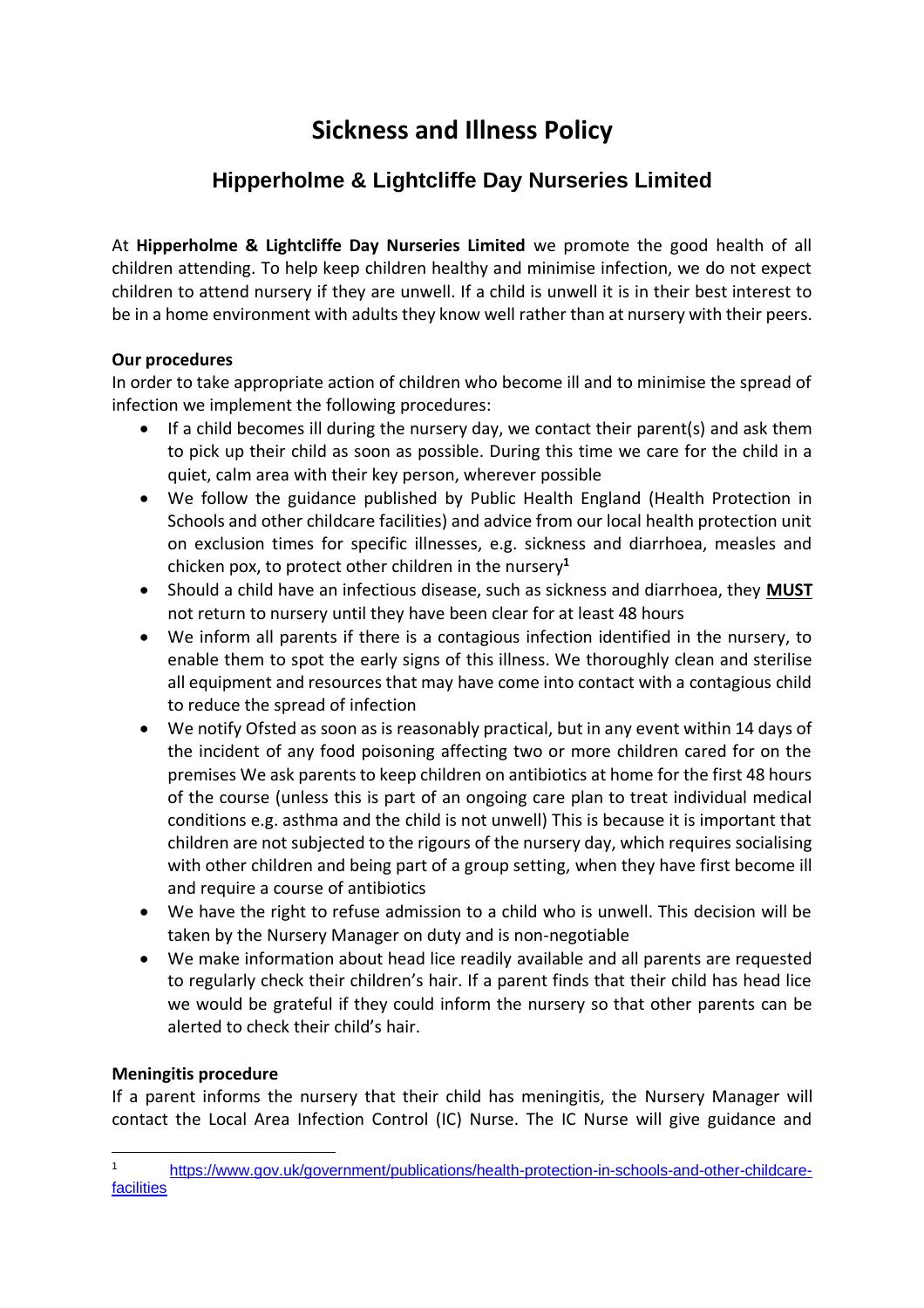# Sickness and Illness Policy

## Hipperholme & Lightcliffe Day Nurseries Limited

At **Hipperholme & Lightcliffe Day Nurseries Limited** we promote the good health of all children attending. To help keep children healthy and minimise infection, we do not expect children to attend nursery if they are unwell. If a child is unwell it is in their best interest to be in a home environment with adults they know well rather than at nursery with their peers.

**Our procedures**

In order to take appropriate action of children who become ill and to minimise the spread of infection we implement the following procedures:

- If a child becomes ill during the nursery day, we contact their parent(s) and ask them to pick up their child as soon as possible. During this time we care for the child in a quiet, calm area with their key person, wherever possible
- We follow the guidance published by Public Health England (Health Protection in Schools and other childcare facilities) and advice from our local health protection unit on exclusion times for specific illnesses, e.g. sickness and diarrhoea, measles and chicken pox, to protect other children in the nursery[1]
- Should a child have an infectious disease, such as sickness and diarrhoea, they **MUST** not return to nursery until they have been clear for at least 48 hours
- We inform all parents if there is a contagious infection identified in the nursery, to enable them to spot the early signs of this illness. We thoroughly clean and sterilise all equipment and resources that may have come into contact with a contagious child to reduce the spread of infection
- We notify Ofsted as soon as is reasonably practical, but in any event within 14 days of the incident of any food poisoning affecting two or more children cared for on the premises We ask parents to keep children on antibiotics at home for the first 48 hours of the course (unless this is part of an ongoing care plan to treat individual medical conditions e.g. asthma and the child is not unwell) This is because it is important that children are not subjected to the rigours of the nursery day, which requires socialising with other children and being part of a group setting, when they have first become ill and require a course of antibiotics
- We have the right to refuse admission to a child who is unwell. This decision will be taken by the Nursery Manager on duty and is non-negotiable
- We make information about head lice readily available and all parents are requested to regularly check their children's hair. If a parent finds that their child has head lice we would be grateful if they could inform the nursery so that other parents can be alerted to check their child's hair.

**Meningitis procedure**

If a parent informs the nursery that their child has meningitis, the Nursery Manager will contact the Local Area Infection Control (IC) Nurse. The IC Nurse will give guidance and

[1] https://www.gov.uk/government/publications/health-protection-in-schools-and-other-childcare-facilities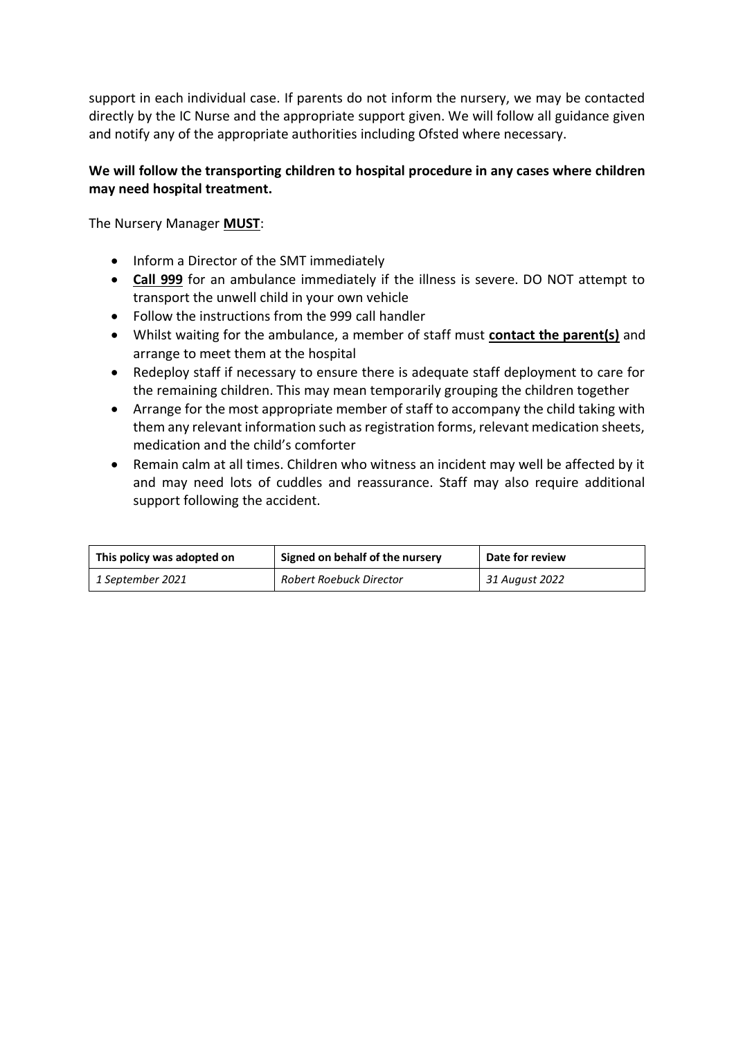support in each individual case. If parents do not inform the nursery, we may be contacted directly by the IC Nurse and the appropriate support given. We will follow all guidance given and notify any of the appropriate authorities including Ofsted where necessary.

**We will follow the transporting children to hospital procedure in any cases where children may need hospital treatment.**

The Nursery Manager <u>**MUST**</u>:

- Inform a Director of the SMT immediately
- <u>**Call 999**</u> for an ambulance immediately if the illness is severe. DO NOT attempt to transport the unwell child in your own vehicle
- Follow the instructions from the 999 call handler
- Whilst waiting for the ambulance, a member of staff must <u>**contact the parent(s)**</u> and arrange to meet them at the hospital
- Redeploy staff if necessary to ensure there is adequate staff deployment to care for the remaining children. This may mean temporarily grouping the children together
- Arrange for the most appropriate member of staff to accompany the child taking with them any relevant information such as registration forms, relevant medication sheets, medication and the child's comforter
- Remain calm at all times. Children who witness an incident may well be affected by it and may need lots of cuddles and reassurance. Staff may also require additional support following the accident.

| **This policy was adopted on** | **Signed on behalf of the nursery** | **Date for review** |
|---|---|---|
| *1 September 2021* | *Robert Roebuck Director* | *31 August 2022* |